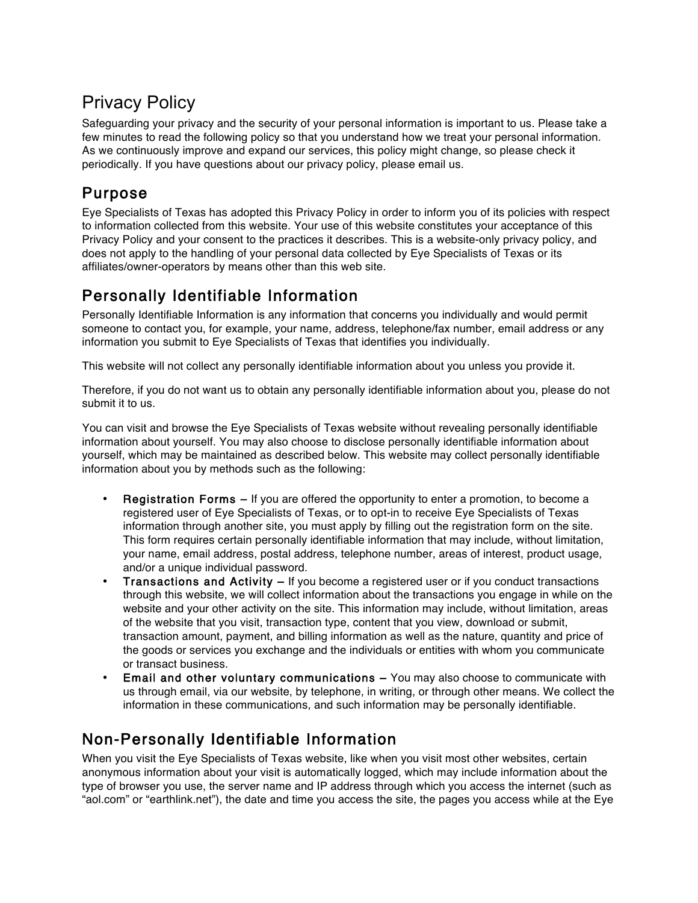# Privacy Policy

Safeguarding your privacy and the security of your personal information is important to us. Please take a few minutes to read the following policy so that you understand how we treat your personal information. As we continuously improve and expand our services, this policy might change, so please check it periodically. If you have questions about our privacy policy, please email us.

## Purpose

Eye Specialists of Texas has adopted this Privacy Policy in order to inform you of its policies with respect to information collected from this website. Your use of this website constitutes your acceptance of this Privacy Policy and your consent to the practices it describes. This is a website-only privacy policy, and does not apply to the handling of your personal data collected by Eye Specialists of Texas or its affiliates/owner-operators by means other than this web site.

## Personally Identifiable Information

Personally Identifiable Information is any information that concerns you individually and would permit someone to contact you, for example, your name, address, telephone/fax number, email address or any information you submit to Eye Specialists of Texas that identifies you individually.

This website will not collect any personally identifiable information about you unless you provide it.

Therefore, if you do not want us to obtain any personally identifiable information about you, please do not submit it to us.

You can visit and browse the Eye Specialists of Texas website without revealing personally identifiable information about yourself. You may also choose to disclose personally identifiable information about yourself, which may be maintained as described below. This website may collect personally identifiable information about you by methods such as the following:

- **Registration Forms –** If you are offered the opportunity to enter a promotion, to become a registered user of Eye Specialists of Texas, or to opt-in to receive Eye Specialists of Texas information through another site, you must apply by filling out the registration form on the site. This form requires certain personally identifiable information that may include, without limitation, your name, email address, postal address, telephone number, areas of interest, product usage, and/or a unique individual password.
- **Transactions and Activity –** If you become a registered user or if you conduct transactions through this website, we will collect information about the transactions you engage in while on the website and your other activity on the site. This information may include, without limitation, areas of the website that you visit, transaction type, content that you view, download or submit, transaction amount, payment, and billing information as well as the nature, quantity and price of the goods or services you exchange and the individuals or entities with whom you communicate or transact business.
- **Email and other voluntary communications –** You may also choose to communicate with us through email, via our website, by telephone, in writing, or through other means. We collect the information in these communications, and such information may be personally identifiable.

## Non-Personally Identifiable Information

When you visit the Eye Specialists of Texas website, like when you visit most other websites, certain anonymous information about your visit is automatically logged, which may include information about the type of browser you use, the server name and IP address through which you access the internet (such as "aol.com" or "earthlink.net"), the date and time you access the site, the pages you access while at the Eye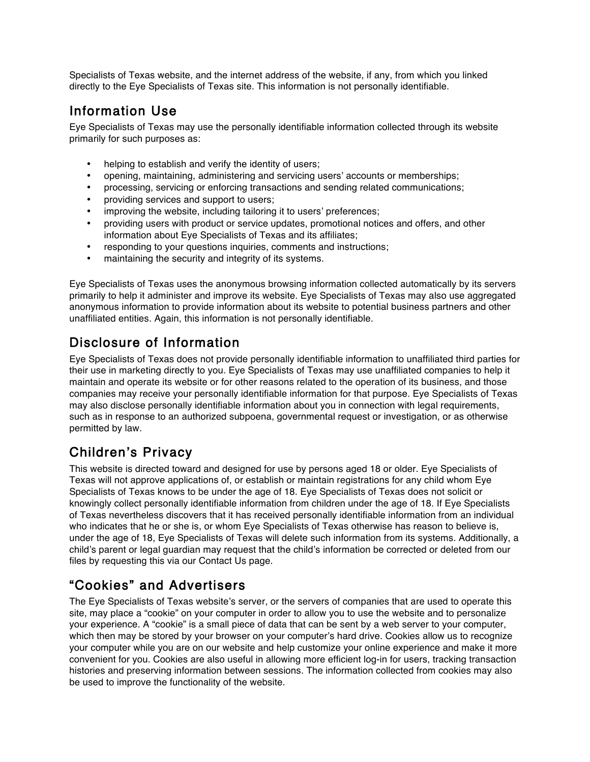Specialists of Texas website, and the internet address of the website, if any, from which you linked directly to the Eye Specialists of Texas site. This information is not personally identifiable.

## Information Use

Eye Specialists of Texas may use the personally identifiable information collected through its website primarily for such purposes as:

- helping to establish and verify the identity of users;
- opening, maintaining, administering and servicing users' accounts or memberships;
- processing, servicing or enforcing transactions and sending related communications;
- providing services and support to users;
- improving the website, including tailoring it to users' preferences;
- providing users with product or service updates, promotional notices and offers, and other information about Eye Specialists of Texas and its affiliates;
- responding to your questions inquiries, comments and instructions;
- maintaining the security and integrity of its systems.

Eye Specialists of Texas uses the anonymous browsing information collected automatically by its servers primarily to help it administer and improve its website. Eye Specialists of Texas may also use aggregated anonymous information to provide information about its website to potential business partners and other unaffiliated entities. Again, this information is not personally identifiable.

## Disclosure of Information

Eye Specialists of Texas does not provide personally identifiable information to unaffiliated third parties for their use in marketing directly to you. Eye Specialists of Texas may use unaffiliated companies to help it maintain and operate its website or for other reasons related to the operation of its business, and those companies may receive your personally identifiable information for that purpose. Eye Specialists of Texas may also disclose personally identifiable information about you in connection with legal requirements, such as in response to an authorized subpoena, governmental request or investigation, or as otherwise permitted by law.

## Children's Privacy

This website is directed toward and designed for use by persons aged 18 or older. Eye Specialists of Texas will not approve applications of, or establish or maintain registrations for any child whom Eye Specialists of Texas knows to be under the age of 18. Eye Specialists of Texas does not solicit or knowingly collect personally identifiable information from children under the age of 18. If Eye Specialists of Texas nevertheless discovers that it has received personally identifiable information from an individual who indicates that he or she is, or whom Eye Specialists of Texas otherwise has reason to believe is, under the age of 18, Eye Specialists of Texas will delete such information from its systems. Additionally, a child's parent or legal guardian may request that the child's information be corrected or deleted from our files by requesting this via our Contact Us page.

## "Cookies" and Advertisers

The Eye Specialists of Texas website's server, or the servers of companies that are used to operate this site, may place a "cookie" on your computer in order to allow you to use the website and to personalize your experience. A "cookie" is a small piece of data that can be sent by a web server to your computer, which then may be stored by your browser on your computer's hard drive. Cookies allow us to recognize your computer while you are on our website and help customize your online experience and make it more convenient for you. Cookies are also useful in allowing more efficient log-in for users, tracking transaction histories and preserving information between sessions. The information collected from cookies may also be used to improve the functionality of the website.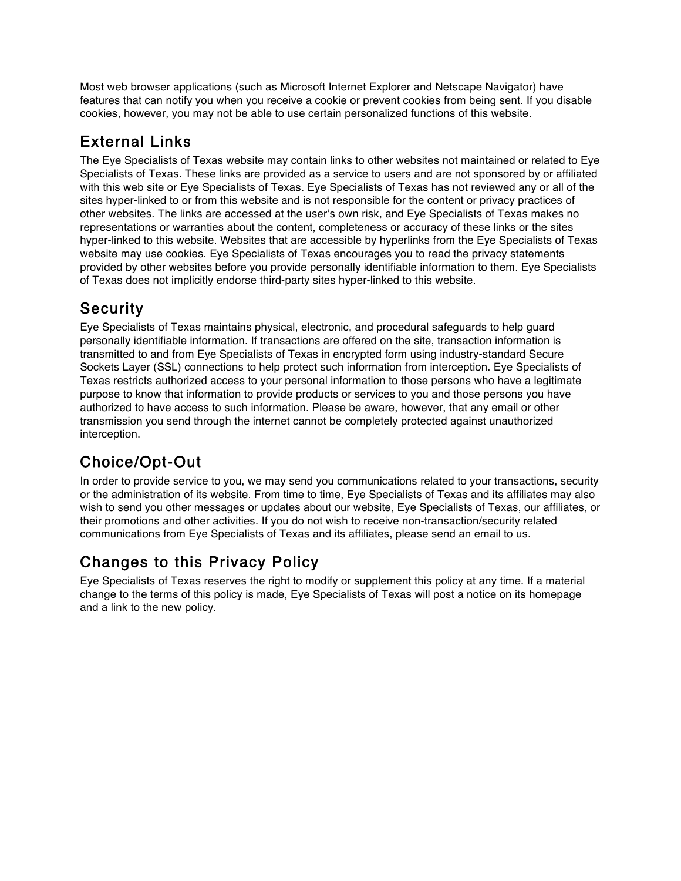Most web browser applications (such as Microsoft Internet Explorer and Netscape Navigator) have features that can notify you when you receive a cookie or prevent cookies from being sent. If you disable cookies, however, you may not be able to use certain personalized functions of this website.

## External Links

The Eye Specialists of Texas website may contain links to other websites not maintained or related to Eye Specialists of Texas. These links are provided as a service to users and are not sponsored by or affiliated with this web site or Eye Specialists of Texas. Eye Specialists of Texas has not reviewed any or all of the sites hyper-linked to or from this website and is not responsible for the content or privacy practices of other websites. The links are accessed at the user's own risk, and Eye Specialists of Texas makes no representations or warranties about the content, completeness or accuracy of these links or the sites hyper-linked to this website. Websites that are accessible by hyperlinks from the Eye Specialists of Texas website may use cookies. Eye Specialists of Texas encourages you to read the privacy statements provided by other websites before you provide personally identifiable information to them. Eye Specialists of Texas does not implicitly endorse third-party sites hyper-linked to this website.

## Security

Eye Specialists of Texas maintains physical, electronic, and procedural safeguards to help guard personally identifiable information. If transactions are offered on the site, transaction information is transmitted to and from Eye Specialists of Texas in encrypted form using industry-standard Secure Sockets Layer (SSL) connections to help protect such information from interception. Eye Specialists of Texas restricts authorized access to your personal information to those persons who have a legitimate purpose to know that information to provide products or services to you and those persons you have authorized to have access to such information. Please be aware, however, that any email or other transmission you send through the internet cannot be completely protected against unauthorized interception.

## Choice/Opt-Out

In order to provide service to you, we may send you communications related to your transactions, security or the administration of its website. From time to time, Eye Specialists of Texas and its affiliates may also wish to send you other messages or updates about our website, Eye Specialists of Texas, our affiliates, or their promotions and other activities. If you do not wish to receive non-transaction/security related communications from Eye Specialists of Texas and its affiliates, please send an email to us.

## Changes to this Privacy Policy

Eye Specialists of Texas reserves the right to modify or supplement this policy at any time. If a material change to the terms of this policy is made, Eye Specialists of Texas will post a notice on its homepage and a link to the new policy.